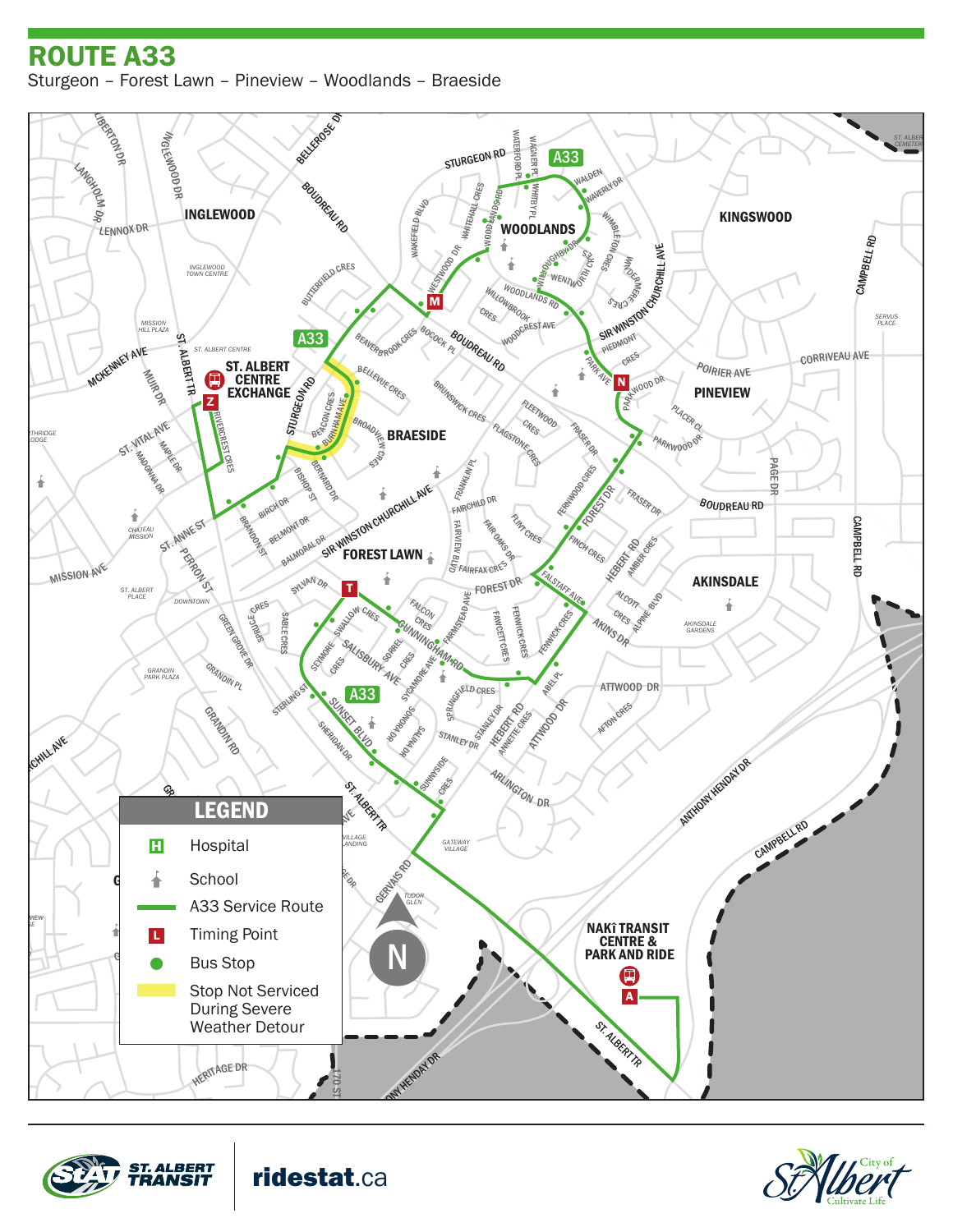# ROUTE A33

Sturgeon – Forest Lawn – Pineview – Woodlands – Braeside

## LEGEND

- H Hospital
- School
- A33 Service Route
- L Timing Point
- Bus Stop
- Stop Not Serviced During Severe Weather Detour

ST. ALBERT CENTRE EXCHANGE

NAKÎ TRANSIT CENTRE & PARK AND RIDE

ridestat.ca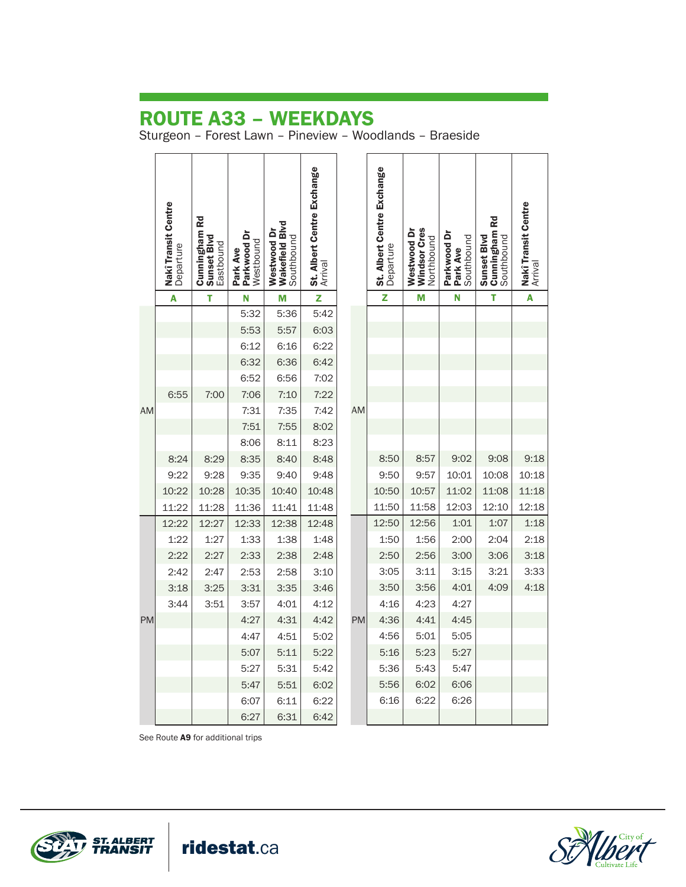## ROUTE A33 – WEEKDAYS

Sturgeon – Forest Lawn – Pineview – Woodlands – Braeside

| | Naki Transit Centre Departure | Cunningham Rd Sunset Blvd Eastbound | Park Ave Parkwood Dr Westbound | Westwood Dr Wakefield Blvd Southbound | St. Albert Centre Exchange Arrival |
|---|---|---|---|---|---|
| | **A** | **T** | **N** | **M** | **Z** |
| AM | | | 5:32 | 5:36 | 5:42 |
| AM | | | 5:53 | 5:57 | 6:03 |
| AM | | | 6:12 | 6:16 | 6:22 |
| AM | | | 6:32 | 6:36 | 6:42 |
| AM | | | 6:52 | 6:56 | 7:02 |
| AM | 6:55 | 7:00 | 7:06 | 7:10 | 7:22 |
| AM | | | 7:31 | 7:35 | 7:42 |
| AM | | | 7:51 | 7:55 | 8:02 |
| AM | | | 8:06 | 8:11 | 8:23 |
| AM | 8:24 | 8:29 | 8:35 | 8:40 | 8:48 |
| AM | 9:22 | 9:28 | 9:35 | 9:40 | 9:48 |
| AM | 10:22 | 10:28 | 10:35 | 10:40 | 10:48 |
| AM | 11:22 | 11:28 | 11:36 | 11:41 | 11:48 |
| PM | 12:22 | 12:27 | 12:33 | 12:38 | 12:48 |
| PM | 1:22 | 1:27 | 1:33 | 1:38 | 1:48 |
| PM | 2:22 | 2:27 | 2:33 | 2:38 | 2:48 |
| PM | 2:42 | 2:47 | 2:53 | 2:58 | 3:10 |
| PM | 3:18 | 3:25 | 3:31 | 3:35 | 3:46 |
| PM | 3:44 | 3:51 | 3:57 | 4:01 | 4:12 |
| PM | | | 4:27 | 4:31 | 4:42 |
| PM | | | 4:47 | 4:51 | 5:02 |
| PM | | | 5:07 | 5:11 | 5:22 |
| PM | | | 5:27 | 5:31 | 5:42 |
| PM | | | 5:47 | 5:51 | 6:02 |
| PM | | | 6:07 | 6:11 | 6:22 |
| PM | | | 6:27 | 6:31 | 6:42 |

| | St. Albert Centre Exchange Departure | Westwood Dr Windsor Cres Northbound | Parkwood Dr Park Ave Southbound | Sunset Blvd Cunningham Rd Southbound | Naki Transit Centre Arrival |
|---|---|---|---|---|---|
| | **Z** | **M** | **N** | **T** | **A** |
| AM | 8:50 | 8:57 | 9:02 | 9:08 | 9:18 |
| AM | 9:50 | 9:57 | 10:01 | 10:08 | 10:18 |
| AM | 10:50 | 10:57 | 11:02 | 11:08 | 11:18 |
| AM | 11:50 | 11:58 | 12:03 | 12:10 | 12:18 |
| PM | 12:50 | 12:56 | 1:01 | 1:07 | 1:18 |
| PM | 1:50 | 1:56 | 2:00 | 2:04 | 2:18 |
| PM | 2:50 | 2:56 | 3:00 | 3:06 | 3:18 |
| PM | 3:05 | 3:11 | 3:15 | 3:21 | 3:33 |
| PM | 3:50 | 3:56 | 4:01 | 4:09 | 4:18 |
| PM | 4:16 | 4:23 | 4:27 | | |
| PM | 4:36 | 4:41 | 4:45 | | |
| PM | 4:56 | 5:01 | 5:05 | | |
| PM | 5:16 | 5:23 | 5:27 | | |
| PM | 5:36 | 5:43 | 5:47 | | |
| PM | 5:56 | 6:02 | 6:06 | | |
| PM | 6:16 | 6:22 | 6:26 | | |

See Route **A9** for additional trips

ST. ALBERT TRANSIT

**ridestat**.ca

City of St. Albert — Cultivate Life